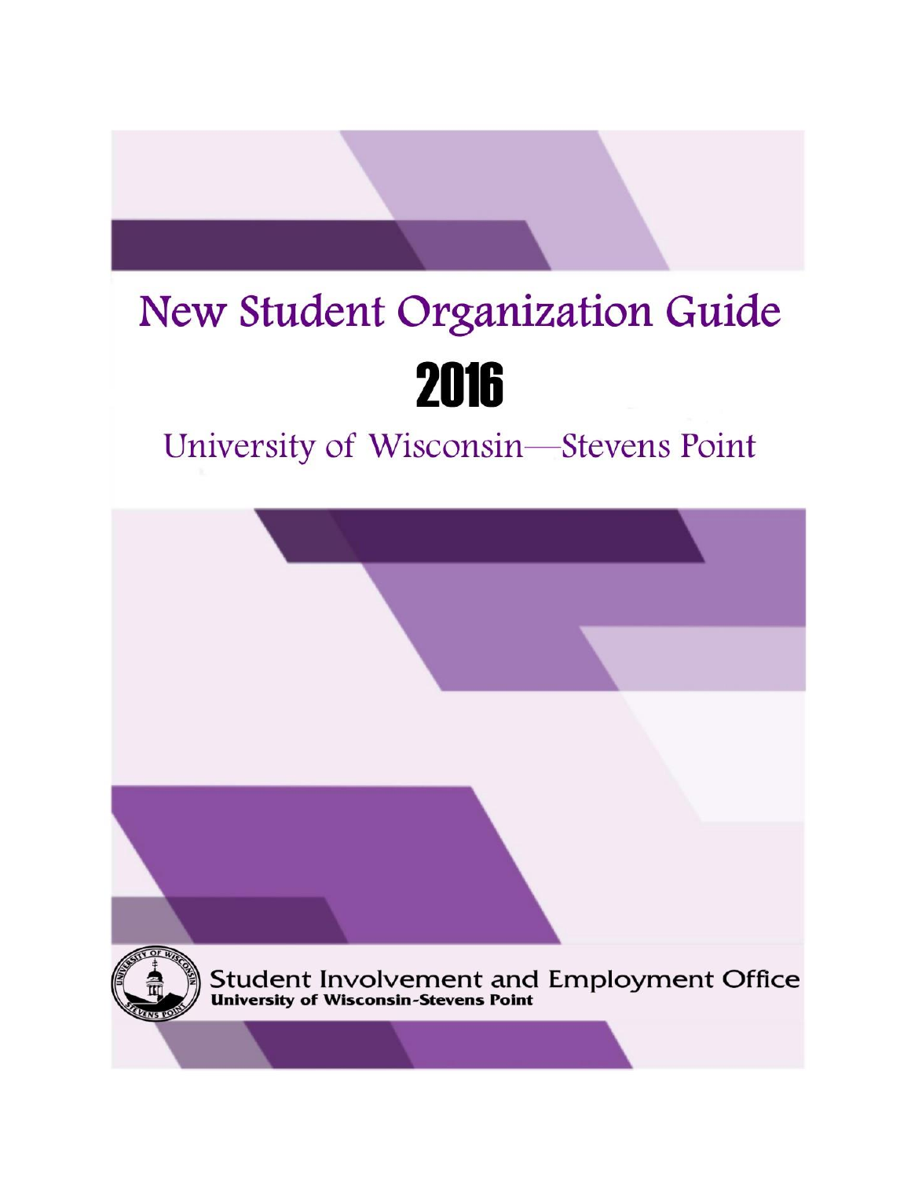# New Student Organization Guide

## 2016

### University of Wisconsin—Stevens Point

Student Involvement and Employment Office

**University of Wisconsin-Stevens Point**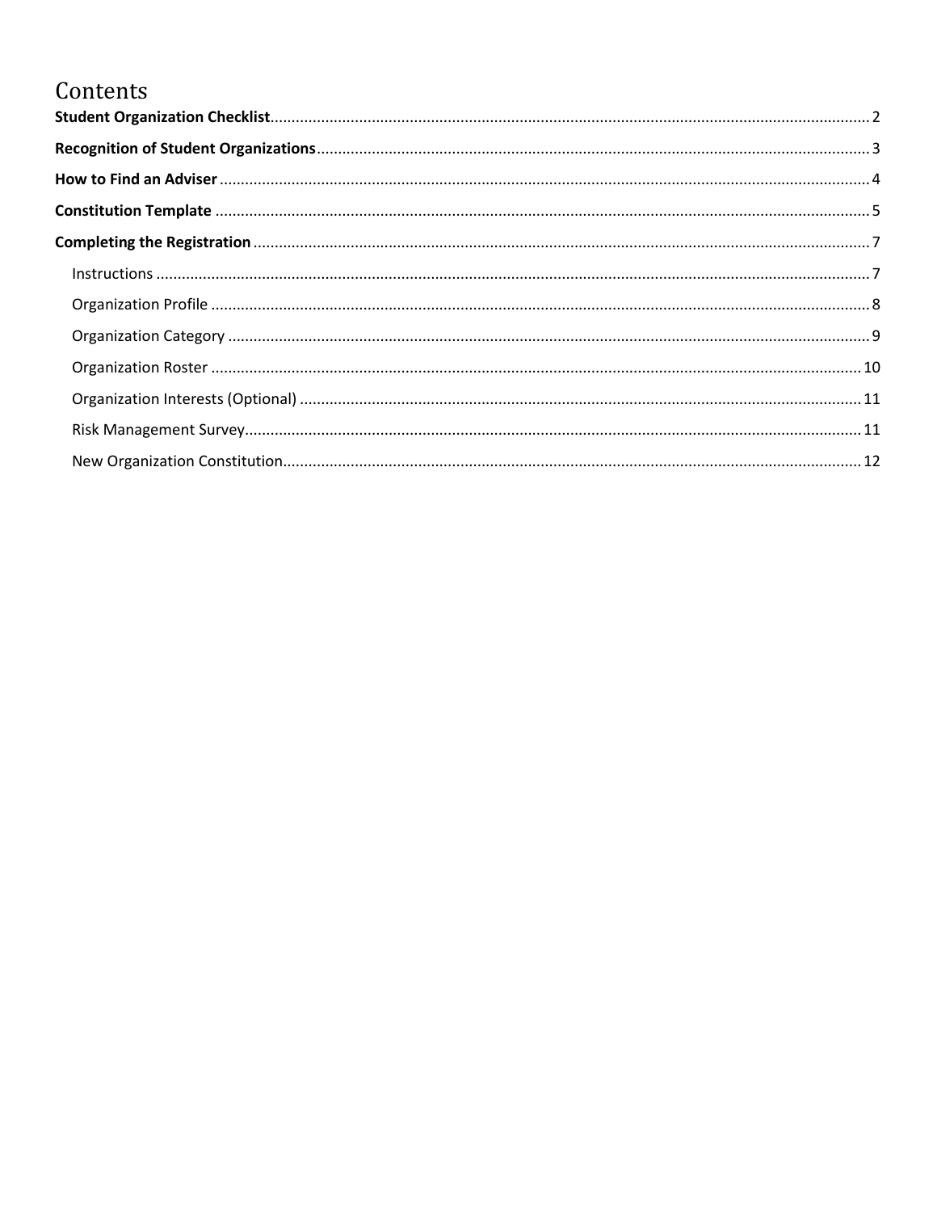# Contents

**Student Organization Checklist** ........ 2

**Recognition of Student Organizations** ........ 3

**How to Find an Adviser** ........ 4

**Constitution Template** ........ 5

**Completing the Registration** ........ 7

- Instructions ........ 7
- Organization Profile ........ 8
- Organization Category ........ 9
- Organization Roster ........ 10
- Organization Interests (Optional) ........ 11
- Risk Management Survey ........ 11
- New Organization Constitution ........ 12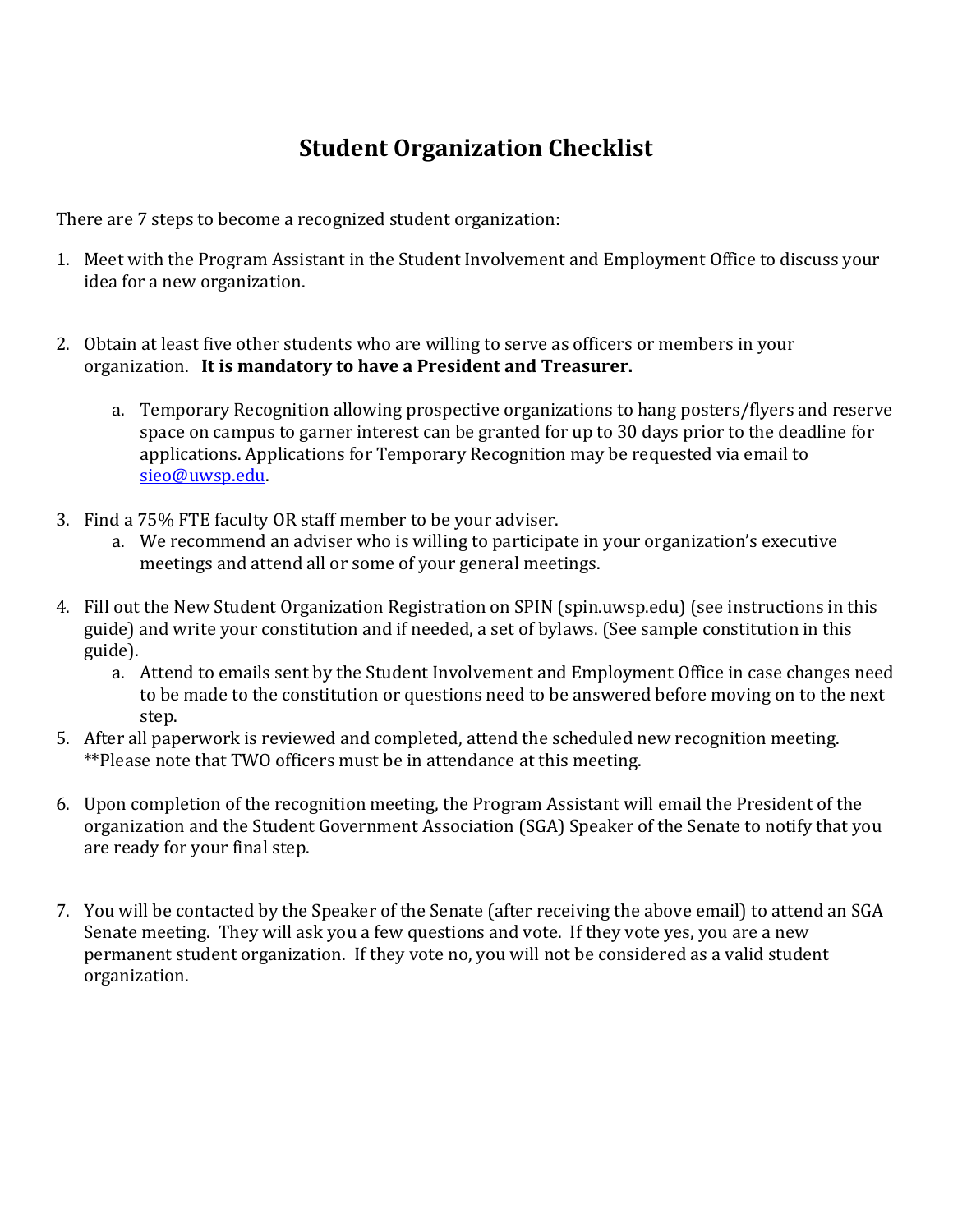# Student Organization Checklist

There are 7 steps to become a recognized student organization:

1. Meet with the Program Assistant in the Student Involvement and Employment Office to discuss your idea for a new organization.

2. Obtain at least five other students who are willing to serve as officers or members in your organization. **It is mandatory to have a President and Treasurer.**

    a. Temporary Recognition allowing prospective organizations to hang posters/flyers and reserve space on campus to garner interest can be granted for up to 30 days prior to the deadline for applications. Applications for Temporary Recognition may be requested via email to [sieo@uwsp.edu](mailto:sieo@uwsp.edu).

3. Find a 75% FTE faculty OR staff member to be your adviser.
    a. We recommend an adviser who is willing to participate in your organization's executive meetings and attend all or some of your general meetings.

4. Fill out the New Student Organization Registration on SPIN (spin.uwsp.edu) (see instructions in this guide) and write your constitution and if needed, a set of bylaws. (See sample constitution in this guide).
    a. Attend to emails sent by the Student Involvement and Employment Office in case changes need to be made to the constitution or questions need to be answered before moving on to the next step.

5. After all paperwork is reviewed and completed, attend the scheduled new recognition meeting. **Please note that TWO officers must be in attendance at this meeting.

6. Upon completion of the recognition meeting, the Program Assistant will email the President of the organization and the Student Government Association (SGA) Speaker of the Senate to notify that you are ready for your final step.

7. You will be contacted by the Speaker of the Senate (after receiving the above email) to attend an SGA Senate meeting. They will ask you a few questions and vote. If they vote yes, you are a new permanent student organization. If they vote no, you will not be considered as a valid student organization.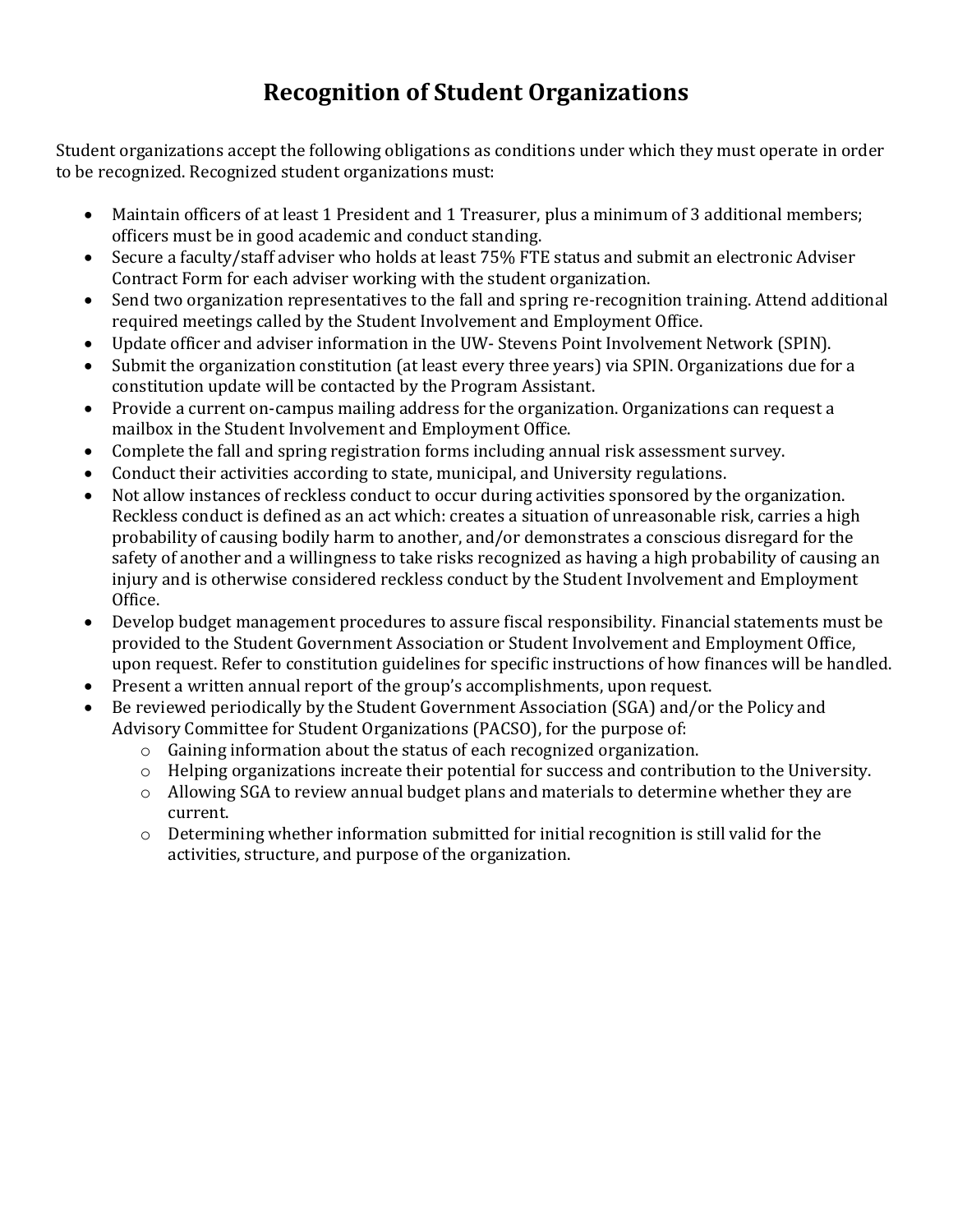# Recognition of Student Organizations

Student organizations accept the following obligations as conditions under which they must operate in order to be recognized. Recognized student organizations must:

- Maintain officers of at least 1 President and 1 Treasurer, plus a minimum of 3 additional members; officers must be in good academic and conduct standing.
- Secure a faculty/staff adviser who holds at least 75% FTE status and submit an electronic Adviser Contract Form for each adviser working with the student organization.
- Send two organization representatives to the fall and spring re-recognition training. Attend additional required meetings called by the Student Involvement and Employment Office.
- Update officer and adviser information in the UW- Stevens Point Involvement Network (SPIN).
- Submit the organization constitution (at least every three years) via SPIN. Organizations due for a constitution update will be contacted by the Program Assistant.
- Provide a current on-campus mailing address for the organization. Organizations can request a mailbox in the Student Involvement and Employment Office.
- Complete the fall and spring registration forms including annual risk assessment survey.
- Conduct their activities according to state, municipal, and University regulations.
- Not allow instances of reckless conduct to occur during activities sponsored by the organization. Reckless conduct is defined as an act which: creates a situation of unreasonable risk, carries a high probability of causing bodily harm to another, and/or demonstrates a conscious disregard for the safety of another and a willingness to take risks recognized as having a high probability of causing an injury and is otherwise considered reckless conduct by the Student Involvement and Employment Office.
- Develop budget management procedures to assure fiscal responsibility. Financial statements must be provided to the Student Government Association or Student Involvement and Employment Office, upon request. Refer to constitution guidelines for specific instructions of how finances will be handled.
- Present a written annual report of the group's accomplishments, upon request.
- Be reviewed periodically by the Student Government Association (SGA) and/or the Policy and Advisory Committee for Student Organizations (PACSO), for the purpose of:
  - Gaining information about the status of each recognized organization.
  - Helping organizations increate their potential for success and contribution to the University.
  - Allowing SGA to review annual budget plans and materials to determine whether they are current.
  - Determining whether information submitted for initial recognition is still valid for the activities, structure, and purpose of the organization.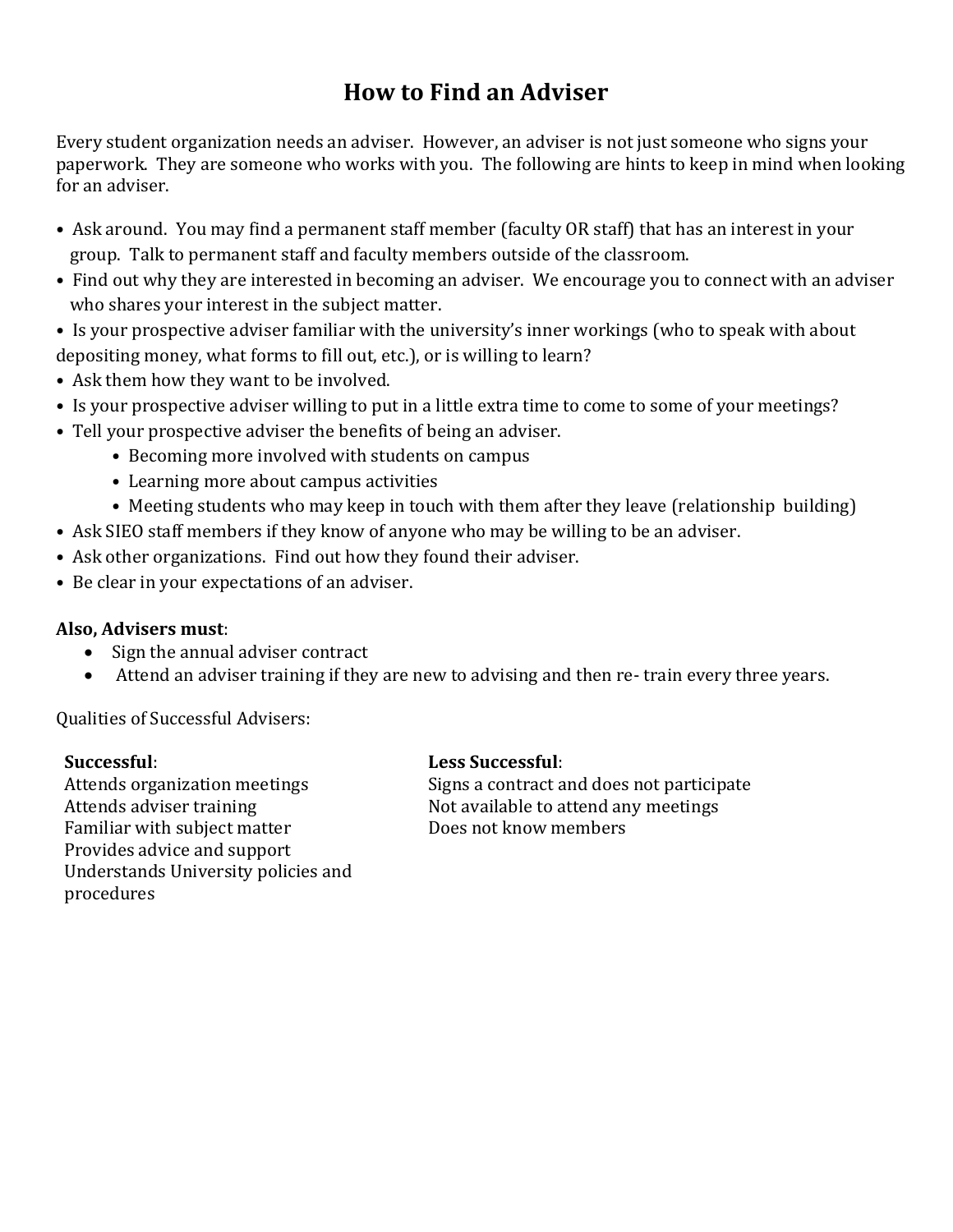# How to Find an Adviser

Every student organization needs an adviser. However, an adviser is not just someone who signs your paperwork. They are someone who works with you. The following are hints to keep in mind when looking for an adviser.

- Ask around. You may find a permanent staff member (faculty OR staff) that has an interest in your group. Talk to permanent staff and faculty members outside of the classroom.
- Find out why they are interested in becoming an adviser. We encourage you to connect with an adviser who shares your interest in the subject matter.
- Is your prospective adviser familiar with the university's inner workings (who to speak with about depositing money, what forms to fill out, etc.), or is willing to learn?
- Ask them how they want to be involved.
- Is your prospective adviser willing to put in a little extra time to come to some of your meetings?
- Tell your prospective adviser the benefits of being an adviser.
  - Becoming more involved with students on campus
  - Learning more about campus activities
  - Meeting students who may keep in touch with them after they leave (relationship building)
- Ask SIEO staff members if they know of anyone who may be willing to be an adviser.
- Ask other organizations. Find out how they found their adviser.
- Be clear in your expectations of an adviser.

**Also, Advisers must**:

- Sign the annual adviser contract
- Attend an adviser training if they are new to advising and then re- train every three years.

Qualities of Successful Advisers:

| **Successful**: | **Less Successful**: |
|---|---|
| Attends organization meetings | Signs a contract and does not participate |
| Attends adviser training | Not available to attend any meetings |
| Familiar with subject matter | Does not know members |
| Provides advice and support | |
| Understands University policies and procedures | |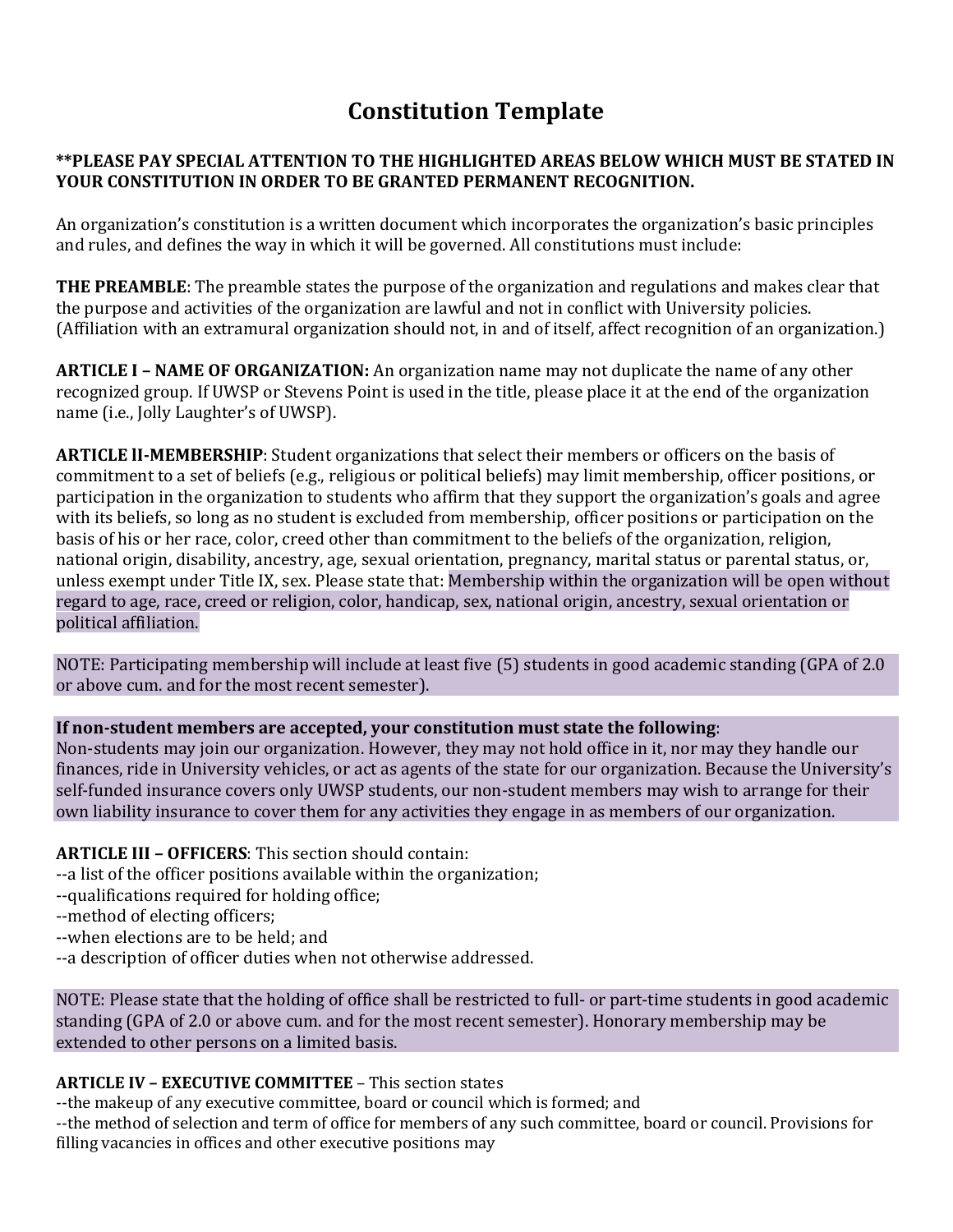# Constitution Template

**\*\*PLEASE PAY SPECIAL ATTENTION TO THE HIGHLIGHTED AREAS BELOW WHICH MUST BE STATED IN YOUR CONSTITUTION IN ORDER TO BE GRANTED PERMANENT RECOGNITION.**

An organization's constitution is a written document which incorporates the organization's basic principles and rules, and defines the way in which it will be governed. All constitutions must include:

**THE PREAMBLE**: The preamble states the purpose of the organization and regulations and makes clear that the purpose and activities of the organization are lawful and not in conflict with University policies. (Affiliation with an extramural organization should not, in and of itself, affect recognition of an organization.)

**ARTICLE I – NAME OF ORGANIZATION:** An organization name may not duplicate the name of any other recognized group. If UWSP or Stevens Point is used in the title, please place it at the end of the organization name (i.e., Jolly Laughter's of UWSP).

**ARTICLE lI-MEMBERSHIP**: Student organizations that select their members or officers on the basis of commitment to a set of beliefs (e.g., religious or political beliefs) may limit membership, officer positions, or participation in the organization to students who affirm that they support the organization's goals and agree with its beliefs, so long as no student is excluded from membership, officer positions or participation on the basis of his or her race, color, creed other than commitment to the beliefs of the organization, religion, national origin, disability, ancestry, age, sexual orientation, pregnancy, marital status or parental status, or, unless exempt under Title IX, sex. Please state that: Membership within the organization will be open without regard to age, race, creed or religion, color, handicap, sex, national origin, ancestry, sexual orientation or political affiliation.

NOTE: Participating membership will include at least five (5) students in good academic standing (GPA of 2.0 or above cum. and for the most recent semester).

**If non-student members are accepted, your constitution must state the following**:
Non-students may join our organization. However, they may not hold office in it, nor may they handle our finances, ride in University vehicles, or act as agents of the state for our organization. Because the University's self-funded insurance covers only UWSP students, our non-student members may wish to arrange for their own liability insurance to cover them for any activities they engage in as members of our organization.

**ARTICLE III – OFFICERS**: This section should contain:
--a list of the officer positions available within the organization;
--qualifications required for holding office;
--method of electing officers;
--when elections are to be held; and
--a description of officer duties when not otherwise addressed.

NOTE: Please state that the holding of office shall be restricted to full- or part-time students in good academic standing (GPA of 2.0 or above cum. and for the most recent semester). Honorary membership may be extended to other persons on a limited basis.

**ARTICLE IV – EXECUTIVE COMMITTEE** – This section states
--the makeup of any executive committee, board or council which is formed; and
--the method of selection and term of office for members of any such committee, board or council. Provisions for filling vacancies in offices and other executive positions may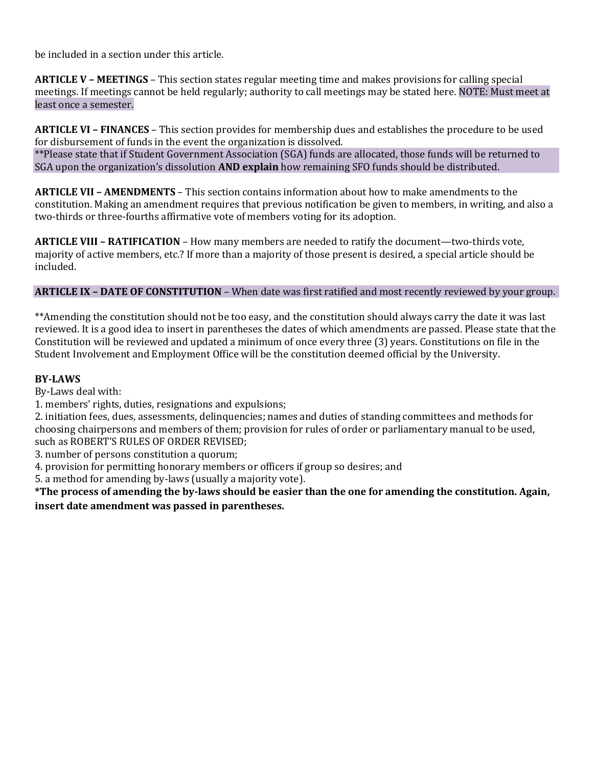be included in a section under this article.

**ARTICLE V – MEETINGS** – This section states regular meeting time and makes provisions for calling special meetings. If meetings cannot be held regularly; authority to call meetings may be stated here. NOTE: Must meet at least once a semester.

**ARTICLE VI – FINANCES** – This section provides for membership dues and establishes the procedure to be used for disbursement of funds in the event the organization is dissolved.
**Please state that if Student Government Association (SGA) funds are allocated, those funds will be returned to SGA upon the organization's dissolution **AND explain** how remaining SFO funds should be distributed.

**ARTICLE VII – AMENDMENTS** – This section contains information about how to make amendments to the constitution. Making an amendment requires that previous notification be given to members, in writing, and also a two-thirds or three-fourths affirmative vote of members voting for its adoption.

**ARTICLE VIII – RATIFICATION** – How many members are needed to ratify the document—two-thirds vote, majority of active members, etc.? If more than a majority of those present is desired, a special article should be included.

**ARTICLE IX – DATE OF CONSTITUTION** – When date was first ratified and most recently reviewed by your group.

**Amending the constitution should not be too easy, and the constitution should always carry the date it was last reviewed. It is a good idea to insert in parentheses the dates of which amendments are passed. Please state that the Constitution will be reviewed and updated a minimum of once every three (3) years. Constitutions on file in the Student Involvement and Employment Office will be the constitution deemed official by the University.

**BY-LAWS**
By-Laws deal with:
1. members' rights, duties, resignations and expulsions;
2. initiation fees, dues, assessments, delinquencies; names and duties of standing committees and methods for choosing chairpersons and members of them; provision for rules of order or parliamentary manual to be used, such as ROBERT'S RULES OF ORDER REVISED;
3. number of persons constitution a quorum;
4. provision for permitting honorary members or officers if group so desires; and
5. a method for amending by-laws (usually a majority vote).

***The process of amending the by-laws should be easier than the one for amending the constitution. Again, insert date amendment was passed in parentheses.**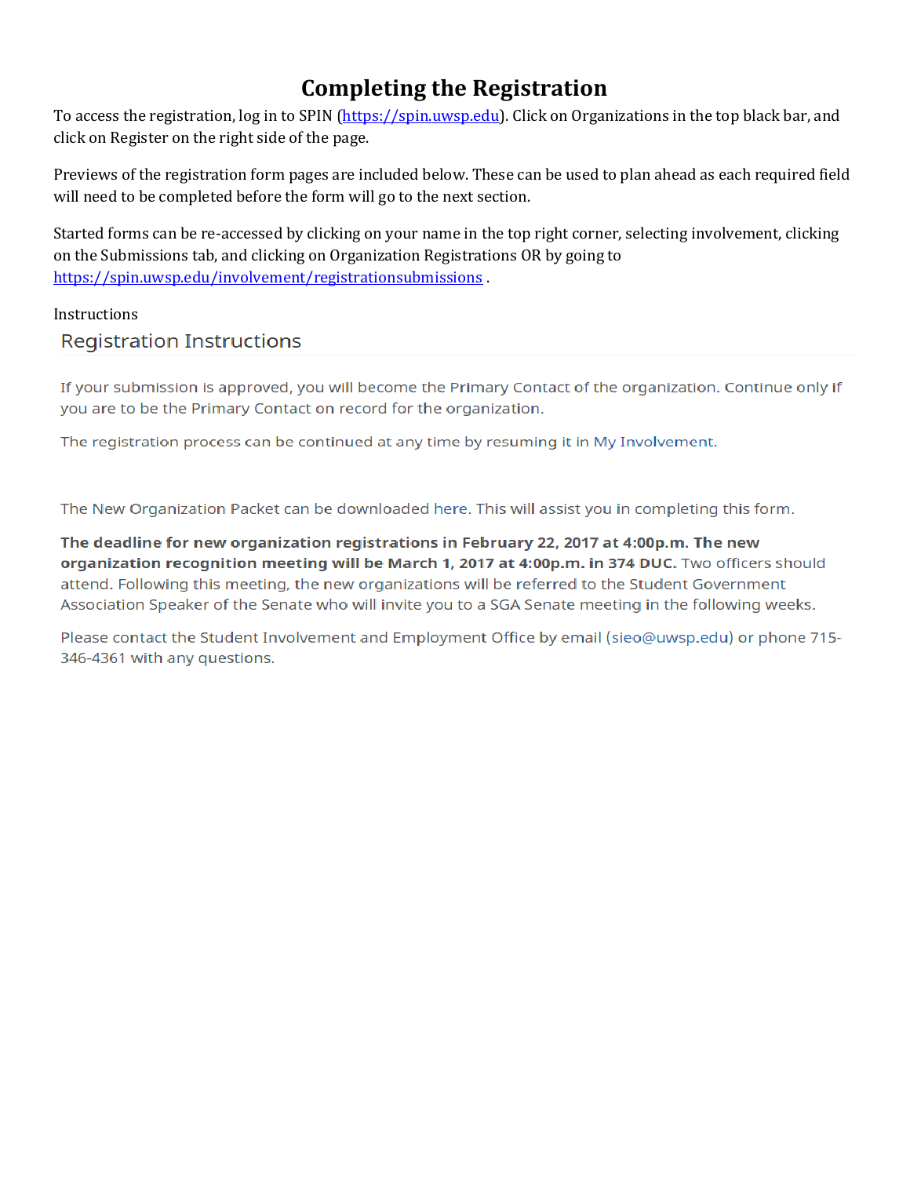# Completing the Registration

To access the registration, log in to SPIN (https://spin.uwsp.edu). Click on Organizations in the top black bar, and click on Register on the right side of the page.

Previews of the registration form pages are included below. These can be used to plan ahead as each required field will need to be completed before the form will go to the next section.

Started forms can be re-accessed by clicking on your name in the top right corner, selecting involvement, clicking on the Submissions tab, and clicking on Organization Registrations OR by going to https://spin.uwsp.edu/involvement/registrationsubmissions .

Instructions

## Registration Instructions

If your submission is approved, you will become the Primary Contact of the organization. Continue only if you are to be the Primary Contact on record for the organization.

The registration process can be continued at any time by resuming it in My Involvement.

The New Organization Packet can be downloaded here. This will assist you in completing this form.

**The deadline for new organization registrations in February 22, 2017 at 4:00p.m. The new organization recognition meeting will be March 1, 2017 at 4:00p.m. in 374 DUC.** Two officers should attend. Following this meeting, the new organizations will be referred to the Student Government Association Speaker of the Senate who will invite you to a SGA Senate meeting in the following weeks.

Please contact the Student Involvement and Employment Office by email (sieo@uwsp.edu) or phone 715-346-4361 with any questions.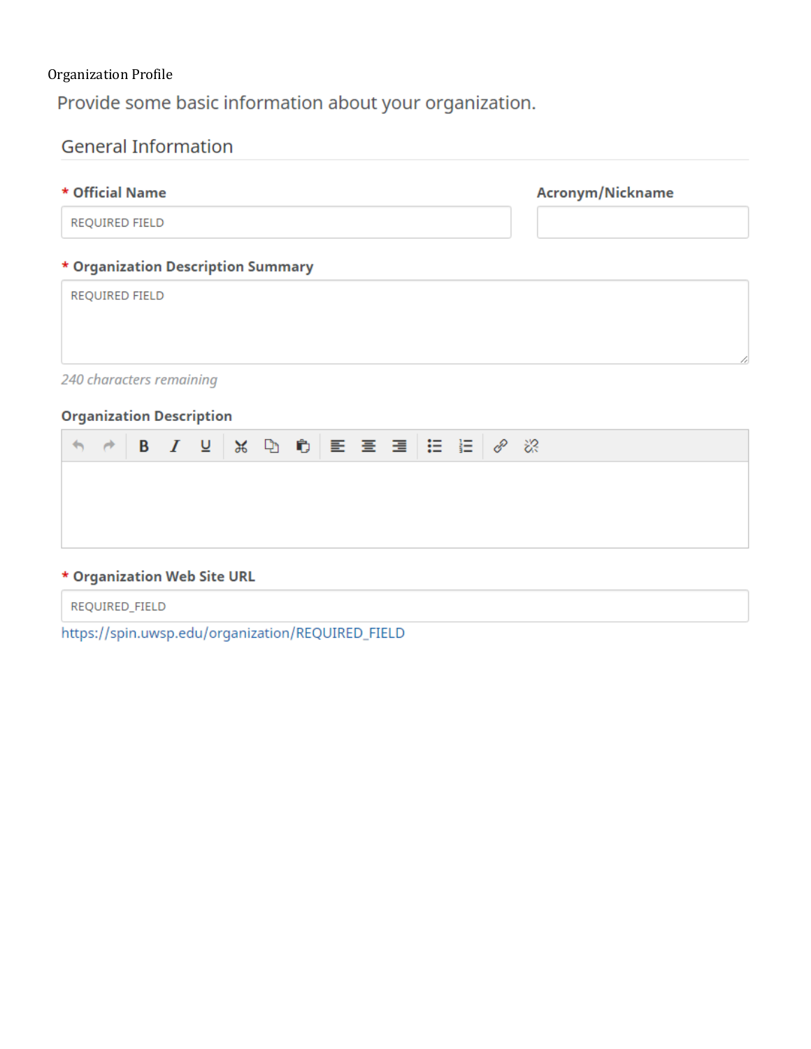Organization Profile

Provide some basic information about your organization.

## General Information

**\* Official Name**

REQUIRED FIELD

**Acronym/Nickname**

**\* Organization Description Summary**

REQUIRED FIELD

*240 characters remaining*

**Organization Description**

**\* Organization Web Site URL**

REQUIRED_FIELD

https://spin.uwsp.edu/organization/REQUIRED_FIELD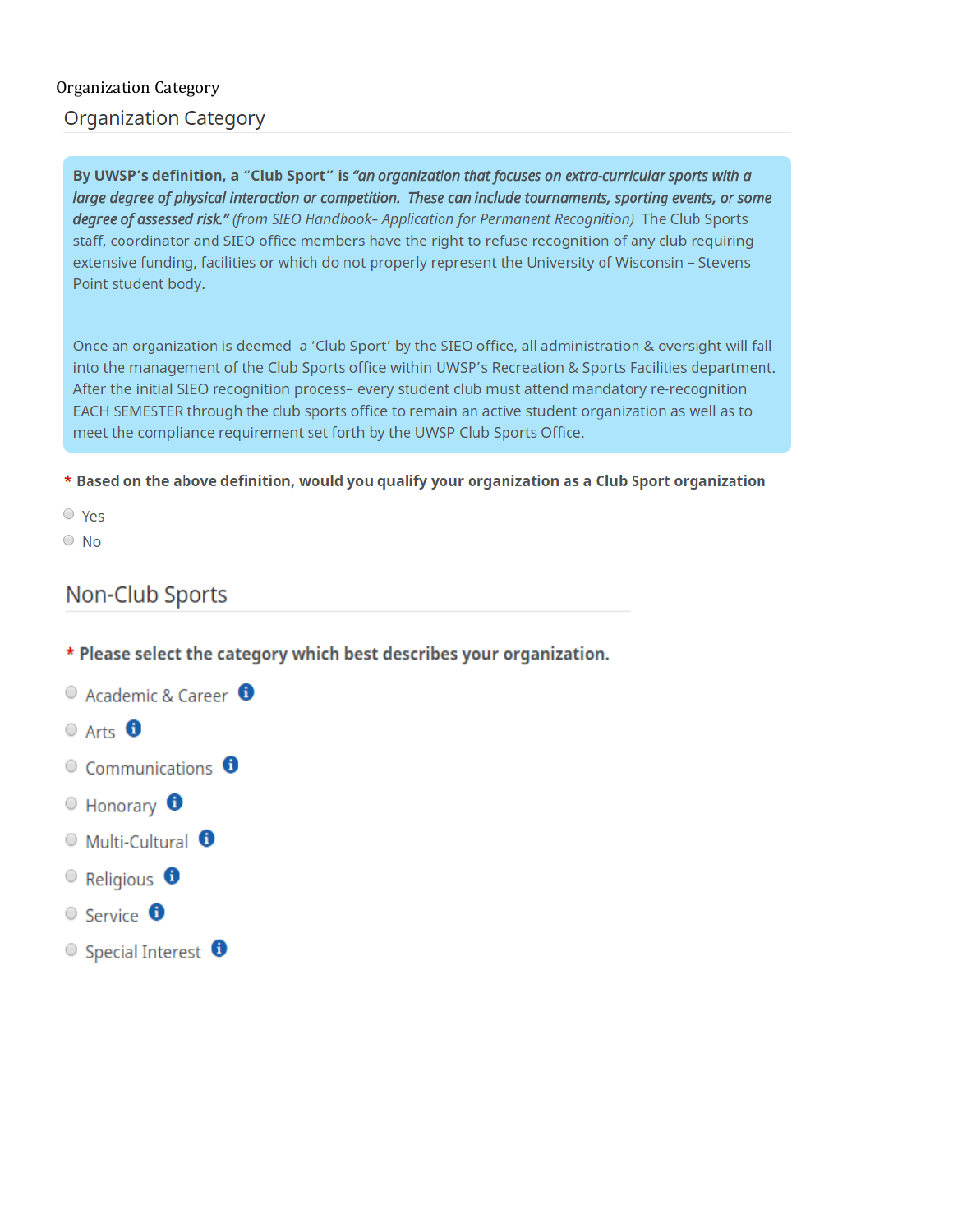Organization Category

## Organization Category

**By UWSP's definition, a "Club Sport" is** ***"an organization that focuses on extra-curricular sports with a large degree of physical interaction or competition. These can include tournaments, sporting events, or some degree of assessed risk."*** *(from SIEO Handbook- Application for Permanent Recognition)* The Club Sports staff, coordinator and SIEO office members have the right to refuse recognition of any club requiring extensive funding, facilities or which do not properly represent the University of Wisconsin – Stevens Point student body.

Once an organization is deemed a 'Club Sport' by the SIEO office, all administration & oversight will fall into the management of the Club Sports office within UWSP's Recreation & Sports Facilities department. After the initial SIEO recognition process– every student club must attend mandatory re-recognition EACH SEMESTER through the club sports office to remain an active student organization as well as to meet the compliance requirement set forth by the UWSP Club Sports Office.

**\* Based on the above definition, would you qualify your organization as a Club Sport organization**

- Yes
- No

## Non-Club Sports

**\* Please select the category which best describes your organization.**

- Academic & Career
- Arts
- Communications
- Honorary
- Multi-Cultural
- Religious
- Service
- Special Interest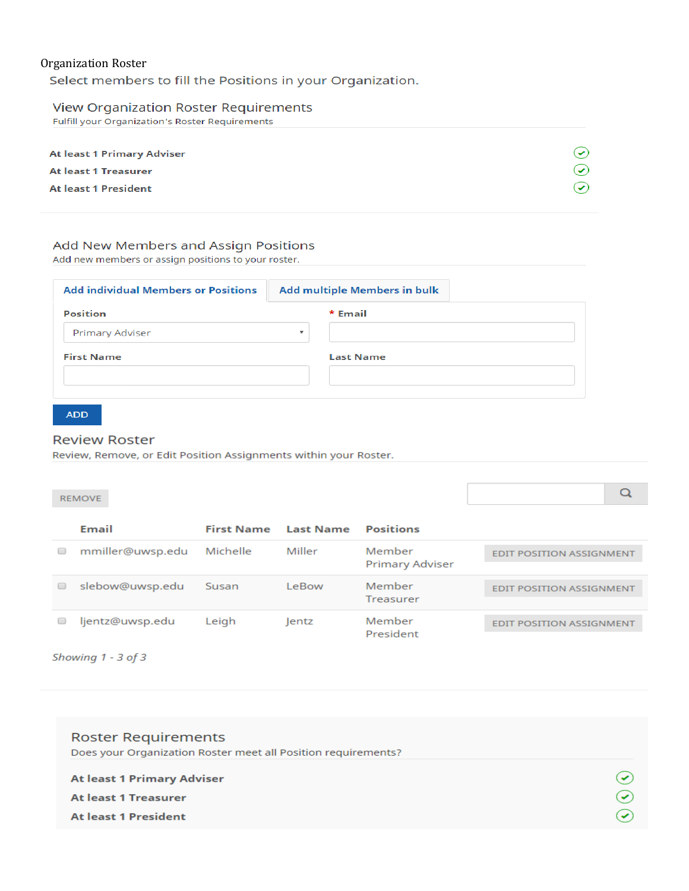Organization Roster

Select members to fill the Positions in your Organization.

## View Organization Roster Requirements

Fulfill your Organization's Roster Requirements

**At least 1 Primary Adviser** ✓

**At least 1 Treasurer** ✓

**At least 1 President** ✓

## Add New Members and Assign Positions

Add new members or assign positions to your roster.

**Add individual Members or Positions** | **Add multiple Members in bulk**

**Position**: Primary Adviser

**\* Email**:

**First Name**:

**Last Name**:

ADD

## Review Roster

Review, Remove, or Edit Position Assignments within your Roster.

REMOVE

| | Email | First Name | Last Name | Positions | |
|---|---|---|---|---|---|
| ☐ | mmiller@uwsp.edu | Michelle | Miller | Member<br>Primary Adviser | EDIT POSITION ASSIGNMENT |
| ☐ | slebow@uwsp.edu | Susan | LeBow | Member<br>Treasurer | EDIT POSITION ASSIGNMENT |
| ☐ | ljentz@uwsp.edu | Leigh | Jentz | Member<br>President | EDIT POSITION ASSIGNMENT |

*Showing 1 - 3 of 3*

## Roster Requirements

Does your Organization Roster meet all Position requirements?

**At least 1 Primary Adviser** ✓

**At least 1 Treasurer** ✓

**At least 1 President** ✓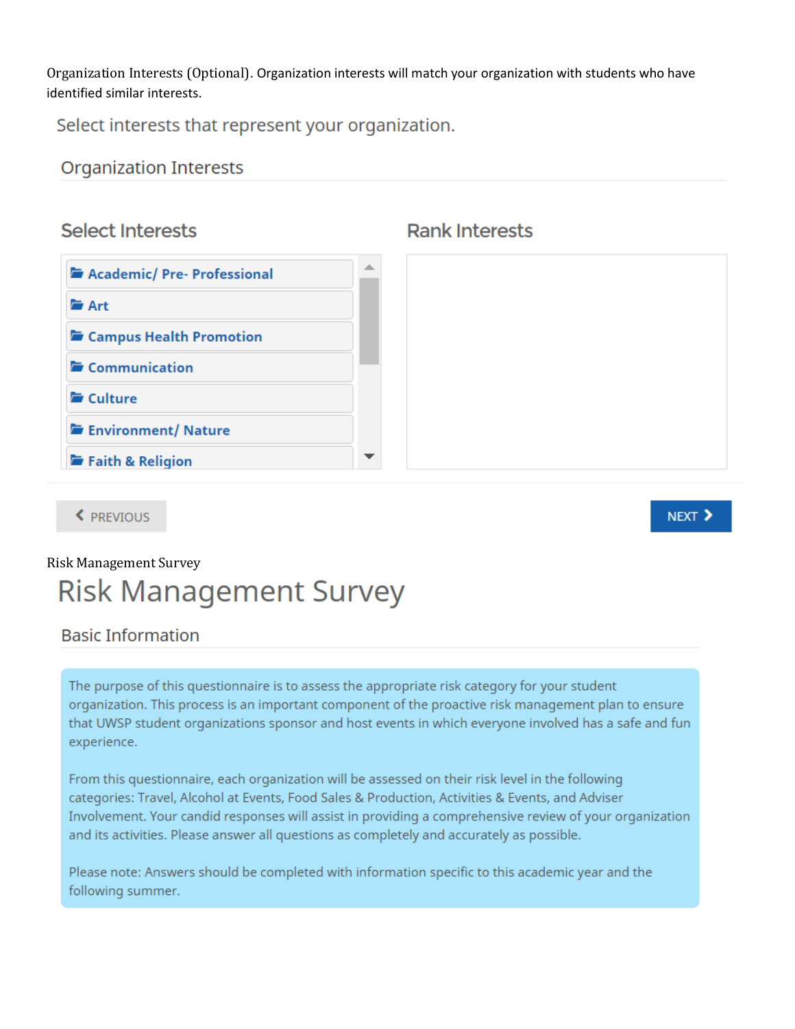Organization Interests (Optional). Organization interests will match your organization with students who have identified similar interests.

Select interests that represent your organization.

## Organization Interests

### Select Interests

- Academic/ Pre- Professional
- Art
- Campus Health Promotion
- Communication
- Culture
- Environment/ Nature
- Faith & Religion

### Rank Interests

PREVIOUS

NEXT

Risk Management Survey

# Risk Management Survey

## Basic Information

The purpose of this questionnaire is to assess the appropriate risk category for your student organization. This process is an important component of the proactive risk management plan to ensure that UWSP student organizations sponsor and host events in which everyone involved has a safe and fun experience.

From this questionnaire, each organization will be assessed on their risk level in the following categories: Travel, Alcohol at Events, Food Sales & Production, Activities & Events, and Adviser Involvement. Your candid responses will assist in providing a comprehensive review of your organization and its activities. Please answer all questions as completely and accurately as possible.

Please note: Answers should be completed with information specific to this academic year and the following summer.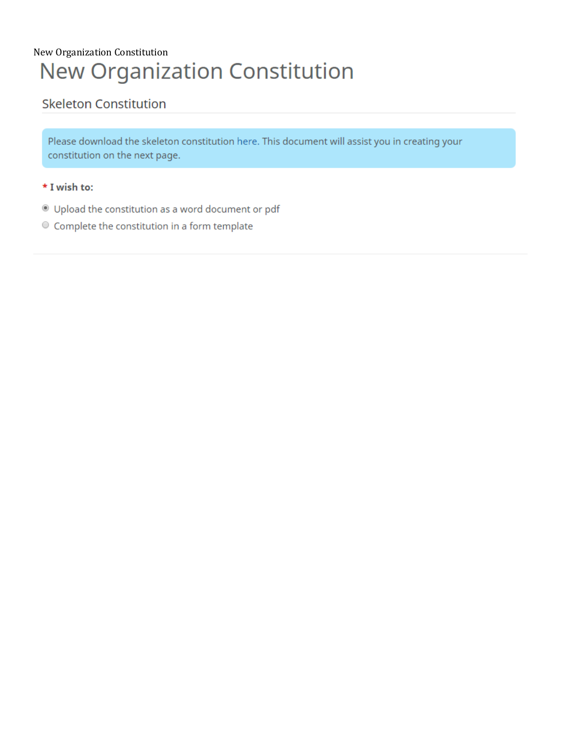New Organization Constitution

# New Organization Constitution

## Skeleton Constitution

Please download the skeleton constitution here. This document will assist you in creating your constitution on the next page.

**\* I wish to:**

- (•) Upload the constitution as a word document or pdf
- ( ) Complete the constitution in a form template